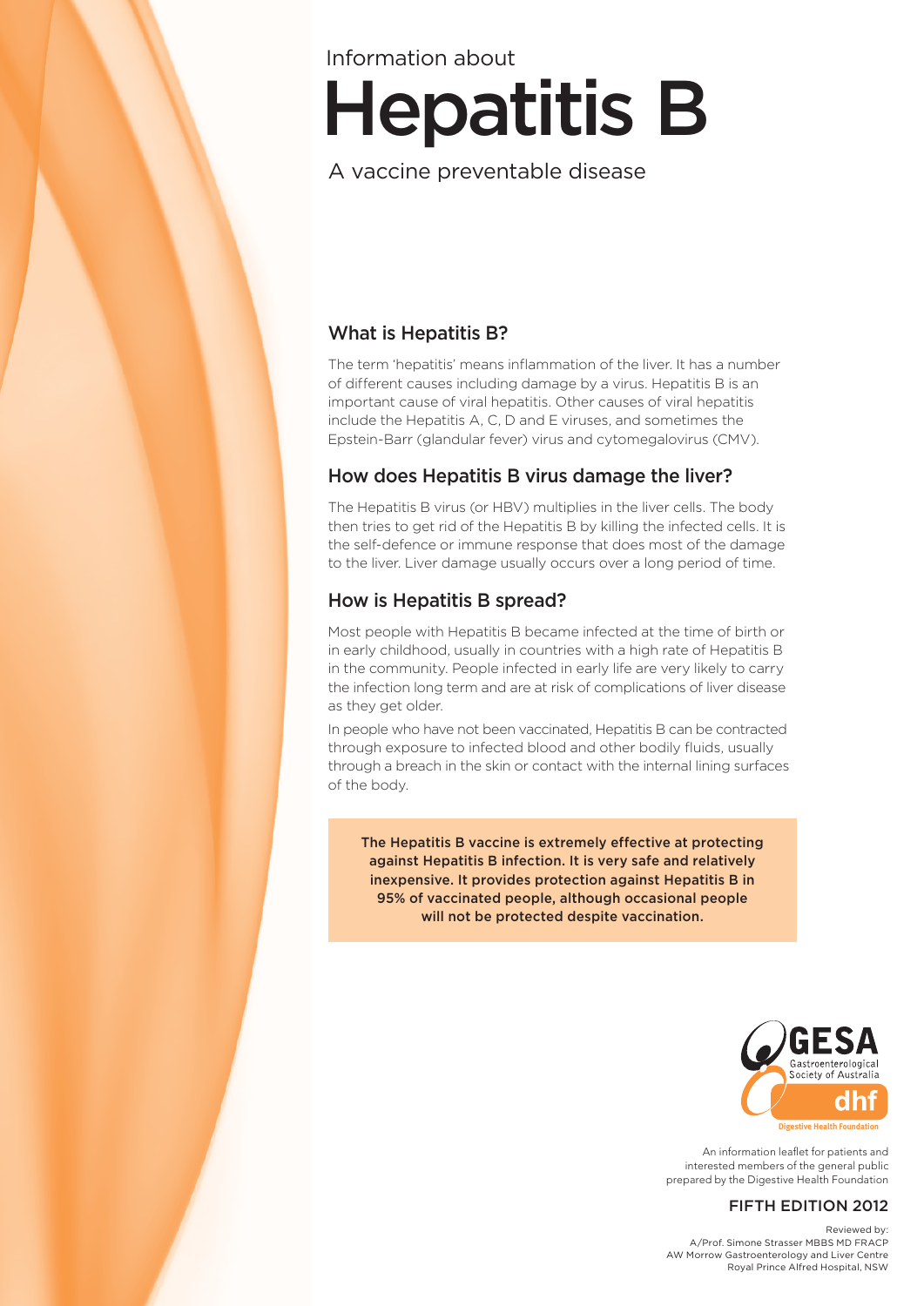Information about

# Hepatitis B

A vaccine preventable disease

## What is Hepatitis B?

The term 'hepatitis' means inflammation of the liver. It has a number of different causes including damage by a virus. Hepatitis B is an important cause of viral hepatitis. Other causes of viral hepatitis include the Hepatitis A, C, D and E viruses, and sometimes the Epstein-Barr (glandular fever) virus and cytomegalovirus (CMV).

## How does Hepatitis B virus damage the liver?

The Hepatitis B virus (or HBV) multiplies in the liver cells. The body then tries to get rid of the Hepatitis B by killing the infected cells. It is the self-defence or immune response that does most of the damage to the liver. Liver damage usually occurs over a long period of time.

## How is Hepatitis B spread?

Most people with Hepatitis B became infected at the time of birth or in early childhood, usually in countries with a high rate of Hepatitis B in the community. People infected in early life are very likely to carry the infection long term and are at risk of complications of liver disease as they get older.

In people who have not been vaccinated, Hepatitis B can be contracted through exposure to infected blood and other bodily fluids, usually through a breach in the skin or contact with the internal lining surfaces of the body.

**The Hepatitis B vaccine is extremely effective at protecting against Hepatitis B infection. It is very safe and relatively inexpensive. It provides protection against Hepatitis B in 95% of vaccinated people, although occasional people will not be protected despite vaccination.**

GESA Gastroenterological Society of Australia

dhf Digestive Health Foundation

An information leaflet for patients and interested members of the general public prepared by the Digestive Health Foundation

FIFTH EDITION 2012

Reviewed by:
A/Prof. Simone Strasser MBBS MD FRACP
AW Morrow Gastroenterology and Liver Centre
Royal Prince Alfred Hospital, NSW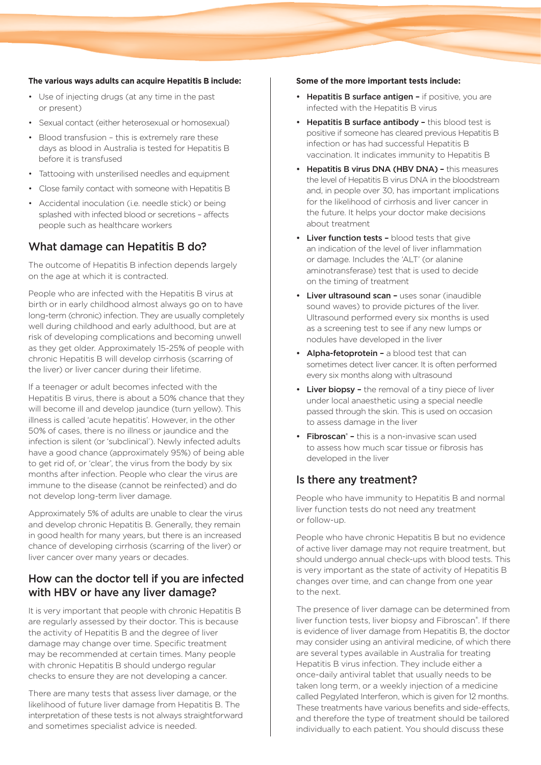**The various ways adults can acquire Hepatitis B include:**

- Use of injecting drugs (at any time in the past or present)
- Sexual contact (either heterosexual or homosexual)
- Blood transfusion – this is extremely rare these days as blood in Australia is tested for Hepatitis B before it is transfused
- Tattooing with unsterilised needles and equipment
- Close family contact with someone with Hepatitis B
- Accidental inoculation (i.e. needle stick) or being splashed with infected blood or secretions – affects people such as healthcare workers

## What damage can Hepatitis B do?

The outcome of Hepatitis B infection depends largely on the age at which it is contracted.

People who are infected with the Hepatitis B virus at birth or in early childhood almost always go on to have long-term (chronic) infection. They are usually completely well during childhood and early adulthood, but are at risk of developing complications and becoming unwell as they get older. Approximately 15-25% of people with chronic Hepatitis B will develop cirrhosis (scarring of the liver) or liver cancer during their lifetime.

If a teenager or adult becomes infected with the Hepatitis B virus, there is about a 50% chance that they will become ill and develop jaundice (turn yellow). This illness is called 'acute hepatitis'. However, in the other 50% of cases, there is no illness or jaundice and the infection is silent (or 'subclinical'). Newly infected adults have a good chance (approximately 95%) of being able to get rid of, or 'clear', the virus from the body by six months after infection. People who clear the virus are immune to the disease (cannot be reinfected) and do not develop long-term liver damage.

Approximately 5% of adults are unable to clear the virus and develop chronic Hepatitis B. Generally, they remain in good health for many years, but there is an increased chance of developing cirrhosis (scarring of the liver) or liver cancer over many years or decades.

## How can the doctor tell if you are infected with HBV or have any liver damage?

It is very important that people with chronic Hepatitis B are regularly assessed by their doctor. This is because the activity of Hepatitis B and the degree of liver damage may change over time. Specific treatment may be recommended at certain times. Many people with chronic Hepatitis B should undergo regular checks to ensure they are not developing a cancer.

There are many tests that assess liver damage, or the likelihood of future liver damage from Hepatitis B. The interpretation of these tests is not always straightforward and sometimes specialist advice is needed.

**Some of the more important tests include:**

- **Hepatitis B surface antigen –** if positive, you are infected with the Hepatitis B virus
- **Hepatitis B surface antibody –** this blood test is positive if someone has cleared previous Hepatitis B infection or has had successful Hepatitis B vaccination. It indicates immunity to Hepatitis B
- **Hepatitis B virus DNA (HBV DNA) –** this measures the level of Hepatitis B virus DNA in the bloodstream and, in people over 30, has important implications for the likelihood of cirrhosis and liver cancer in the future. It helps your doctor make decisions about treatment
- **Liver function tests –** blood tests that give an indication of the level of liver inflammation or damage. Includes the 'ALT' (or alanine aminotransferase) test that is used to decide on the timing of treatment
- **Liver ultrasound scan –** uses sonar (inaudible sound waves) to provide pictures of the liver. Ultrasound performed every six months is used as a screening test to see if any new lumps or nodules have developed in the liver
- **Alpha-fetoprotein –** a blood test that can sometimes detect liver cancer. It is often performed every six months along with ultrasound
- **Liver biopsy –** the removal of a tiny piece of liver under local anaesthetic using a special needle passed through the skin. This is used on occasion to assess damage in the liver
- **Fibroscan® –** this is a non-invasive scan used to assess how much scar tissue or fibrosis has developed in the liver

## Is there any treatment?

People who have immunity to Hepatitis B and normal liver function tests do not need any treatment or follow-up.

People who have chronic Hepatitis B but no evidence of active liver damage may not require treatment, but should undergo annual check-ups with blood tests. This is very important as the state of activity of Hepatitis B changes over time, and can change from one year to the next.

The presence of liver damage can be determined from liver function tests, liver biopsy and Fibroscan®. If there is evidence of liver damage from Hepatitis B, the doctor may consider using an antiviral medicine, of which there are several types available in Australia for treating Hepatitis B virus infection. They include either a once-daily antiviral tablet that usually needs to be taken long term, or a weekly injection of a medicine called Pegylated Interferon, which is given for 12 months. These treatments have various benefits and side-effects, and therefore the type of treatment should be tailored individually to each patient. You should discuss these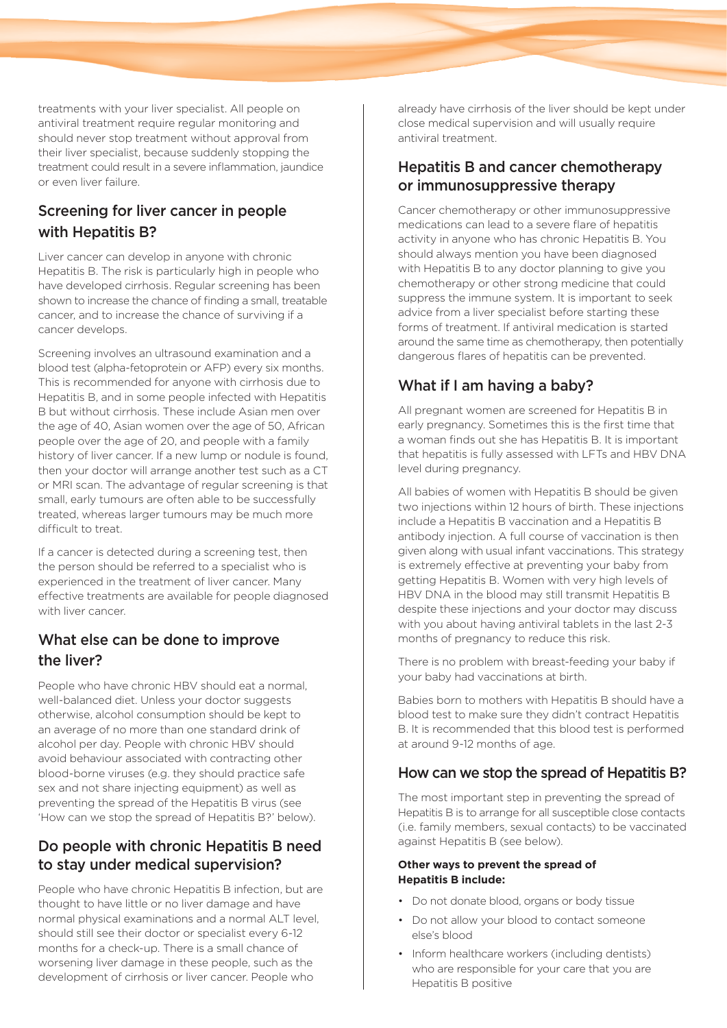treatments with your liver specialist. All people on antiviral treatment require regular monitoring and should never stop treatment without approval from their liver specialist, because suddenly stopping the treatment could result in a severe inflammation, jaundice or even liver failure.

## Screening for liver cancer in people with Hepatitis B?

Liver cancer can develop in anyone with chronic Hepatitis B. The risk is particularly high in people who have developed cirrhosis. Regular screening has been shown to increase the chance of finding a small, treatable cancer, and to increase the chance of surviving if a cancer develops.

Screening involves an ultrasound examination and a blood test (alpha-fetoprotein or AFP) every six months. This is recommended for anyone with cirrhosis due to Hepatitis B, and in some people infected with Hepatitis B but without cirrhosis. These include Asian men over the age of 40, Asian women over the age of 50, African people over the age of 20, and people with a family history of liver cancer. If a new lump or nodule is found, then your doctor will arrange another test such as a CT or MRI scan. The advantage of regular screening is that small, early tumours are often able to be successfully treated, whereas larger tumours may be much more difficult to treat.

If a cancer is detected during a screening test, then the person should be referred to a specialist who is experienced in the treatment of liver cancer. Many effective treatments are available for people diagnosed with liver cancer.

## What else can be done to improve the liver?

People who have chronic HBV should eat a normal, well-balanced diet. Unless your doctor suggests otherwise, alcohol consumption should be kept to an average of no more than one standard drink of alcohol per day. People with chronic HBV should avoid behaviour associated with contracting other blood-borne viruses (e.g. they should practice safe sex and not share injecting equipment) as well as preventing the spread of the Hepatitis B virus (see 'How can we stop the spread of Hepatitis B?' below).

## Do people with chronic Hepatitis B need to stay under medical supervision?

People who have chronic Hepatitis B infection, but are thought to have little or no liver damage and have normal physical examinations and a normal ALT level, should still see their doctor or specialist every 6-12 months for a check-up. There is a small chance of worsening liver damage in these people, such as the development of cirrhosis or liver cancer. People who already have cirrhosis of the liver should be kept under close medical supervision and will usually require antiviral treatment.

## Hepatitis B and cancer chemotherapy or immunosuppressive therapy

Cancer chemotherapy or other immunosuppressive medications can lead to a severe flare of hepatitis activity in anyone who has chronic Hepatitis B. You should always mention you have been diagnosed with Hepatitis B to any doctor planning to give you chemotherapy or other strong medicine that could suppress the immune system. It is important to seek advice from a liver specialist before starting these forms of treatment. If antiviral medication is started around the same time as chemotherapy, then potentially dangerous flares of hepatitis can be prevented.

## What if I am having a baby?

All pregnant women are screened for Hepatitis B in early pregnancy. Sometimes this is the first time that a woman finds out she has Hepatitis B. It is important that hepatitis is fully assessed with LFTs and HBV DNA level during pregnancy.

All babies of women with Hepatitis B should be given two injections within 12 hours of birth. These injections include a Hepatitis B vaccination and a Hepatitis B antibody injection. A full course of vaccination is then given along with usual infant vaccinations. This strategy is extremely effective at preventing your baby from getting Hepatitis B. Women with very high levels of HBV DNA in the blood may still transmit Hepatitis B despite these injections and your doctor may discuss with you about having antiviral tablets in the last 2-3 months of pregnancy to reduce this risk.

There is no problem with breast-feeding your baby if your baby had vaccinations at birth.

Babies born to mothers with Hepatitis B should have a blood test to make sure they didn't contract Hepatitis B. It is recommended that this blood test is performed at around 9-12 months of age.

## How can we stop the spread of Hepatitis B?

The most important step in preventing the spread of Hepatitis B is to arrange for all susceptible close contacts (i.e. family members, sexual contacts) to be vaccinated against Hepatitis B (see below).

**Other ways to prevent the spread of Hepatitis B include:**

- Do not donate blood, organs or body tissue
- Do not allow your blood to contact someone else's blood
- Inform healthcare workers (including dentists) who are responsible for your care that you are Hepatitis B positive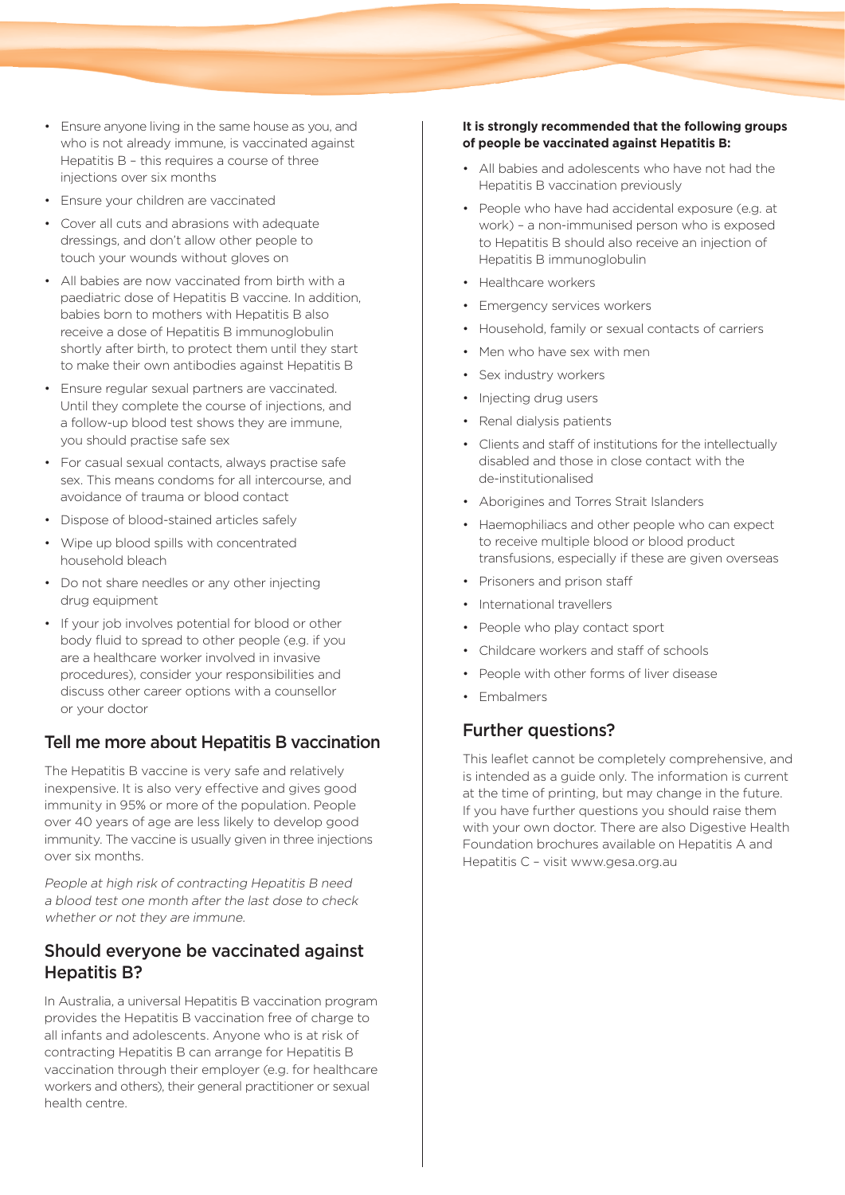- Ensure anyone living in the same house as you, and who is not already immune, is vaccinated against Hepatitis B – this requires a course of three injections over six months
- Ensure your children are vaccinated
- Cover all cuts and abrasions with adequate dressings, and don't allow other people to touch your wounds without gloves on
- All babies are now vaccinated from birth with a paediatric dose of Hepatitis B vaccine. In addition, babies born to mothers with Hepatitis B also receive a dose of Hepatitis B immunoglobulin shortly after birth, to protect them until they start to make their own antibodies against Hepatitis B
- Ensure regular sexual partners are vaccinated. Until they complete the course of injections, and a follow-up blood test shows they are immune, you should practise safe sex
- For casual sexual contacts, always practise safe sex. This means condoms for all intercourse, and avoidance of trauma or blood contact
- Dispose of blood-stained articles safely
- Wipe up blood spills with concentrated household bleach
- Do not share needles or any other injecting drug equipment
- If your job involves potential for blood or other body fluid to spread to other people (e.g. if you are a healthcare worker involved in invasive procedures), consider your responsibilities and discuss other career options with a counsellor or your doctor

## Tell me more about Hepatitis B vaccination

The Hepatitis B vaccine is very safe and relatively inexpensive. It is also very effective and gives good immunity in 95% or more of the population. People over 40 years of age are less likely to develop good immunity. The vaccine is usually given in three injections over six months.

*People at high risk of contracting Hepatitis B need a blood test one month after the last dose to check whether or not they are immune.*

## Should everyone be vaccinated against Hepatitis B?

In Australia, a universal Hepatitis B vaccination program provides the Hepatitis B vaccination free of charge to all infants and adolescents. Anyone who is at risk of contracting Hepatitis B can arrange for Hepatitis B vaccination through their employer (e.g. for healthcare workers and others), their general practitioner or sexual health centre.

**It is strongly recommended that the following groups of people be vaccinated against Hepatitis B:**

- All babies and adolescents who have not had the Hepatitis B vaccination previously
- People who have had accidental exposure (e.g. at work) – a non-immunised person who is exposed to Hepatitis B should also receive an injection of Hepatitis B immunoglobulin
- Healthcare workers
- Emergency services workers
- Household, family or sexual contacts of carriers
- Men who have sex with men
- Sex industry workers
- Injecting drug users
- Renal dialysis patients
- Clients and staff of institutions for the intellectually disabled and those in close contact with the de-institutionalised
- Aborigines and Torres Strait Islanders
- Haemophiliacs and other people who can expect to receive multiple blood or blood product transfusions, especially if these are given overseas
- Prisoners and prison staff
- International travellers
- People who play contact sport
- Childcare workers and staff of schools
- People with other forms of liver disease
- Embalmers

## Further questions?

This leaflet cannot be completely comprehensive, and is intended as a guide only. The information is current at the time of printing, but may change in the future. If you have further questions you should raise them with your own doctor. There are also Digestive Health Foundation brochures available on Hepatitis A and Hepatitis C – visit www.gesa.org.au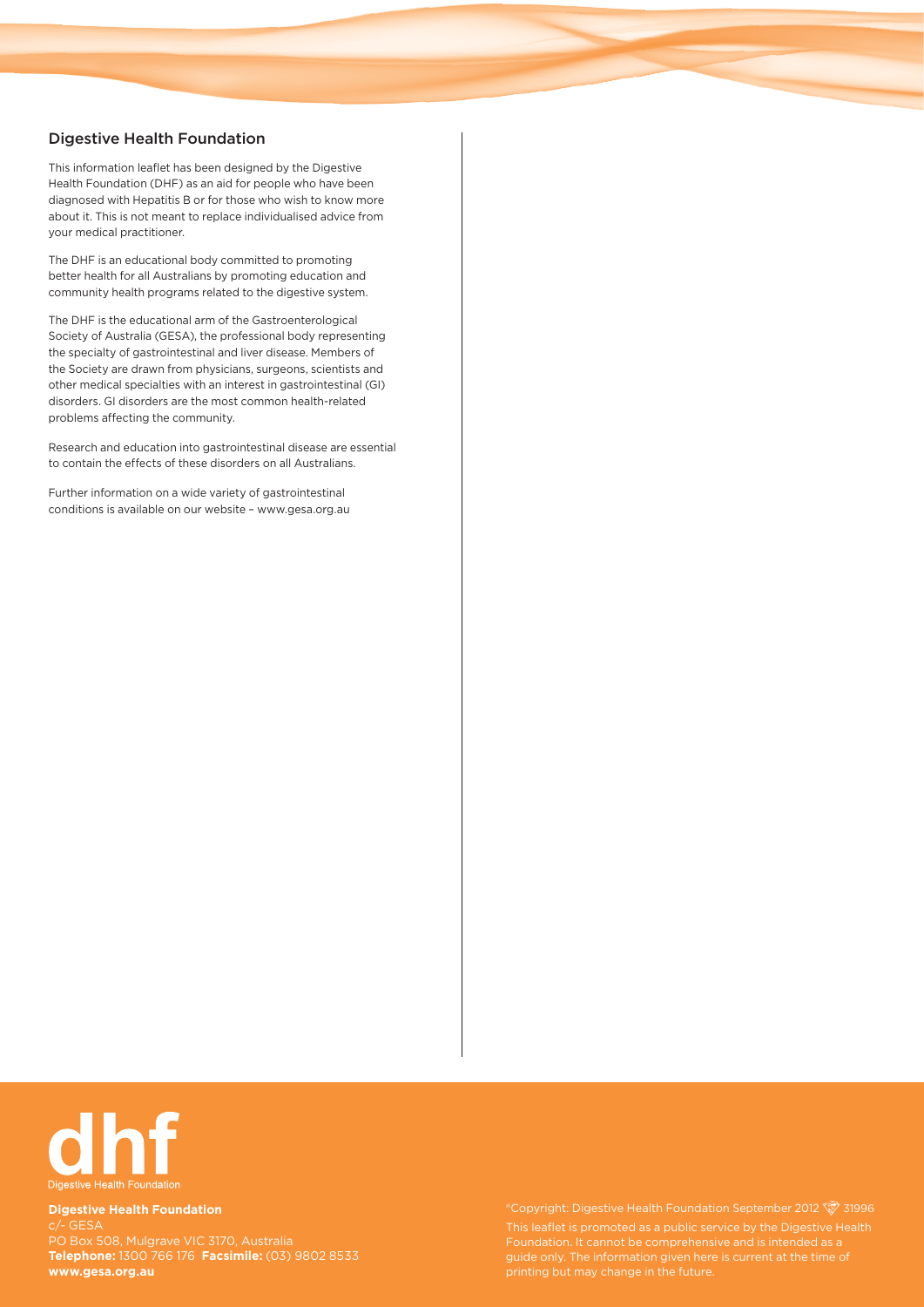## Digestive Health Foundation

This information leaflet has been designed by the Digestive Health Foundation (DHF) as an aid for people who have been diagnosed with Hepatitis B or for those who wish to know more about it. This is not meant to replace individualised advice from your medical practitioner.

The DHF is an educational body committed to promoting better health for all Australians by promoting education and community health programs related to the digestive system.

The DHF is the educational arm of the Gastroenterological Society of Australia (GESA), the professional body representing the specialty of gastrointestinal and liver disease. Members of the Society are drawn from physicians, surgeons, scientists and other medical specialties with an interest in gastrointestinal (GI) disorders. GI disorders are the most common health-related problems affecting the community.

Research and education into gastrointestinal disease are essential to contain the effects of these disorders on all Australians.

Further information on a wide variety of gastrointestinal conditions is available on our website – www.gesa.org.au

dhf
Digestive Health Foundation

**Digestive Health Foundation**
c/- GESA
PO Box 508, Mulgrave VIC 3170, Australia
**Telephone:** 1300 766 176 **Facsimile:** (03) 9802 8533
**www.gesa.org.au**

©Copyright: Digestive Health Foundation September 2012 31996

This leaflet is promoted as a public service by the Digestive Health Foundation. It cannot be comprehensive and is intended as a guide only. The information given here is current at the time of printing but may change in the future.